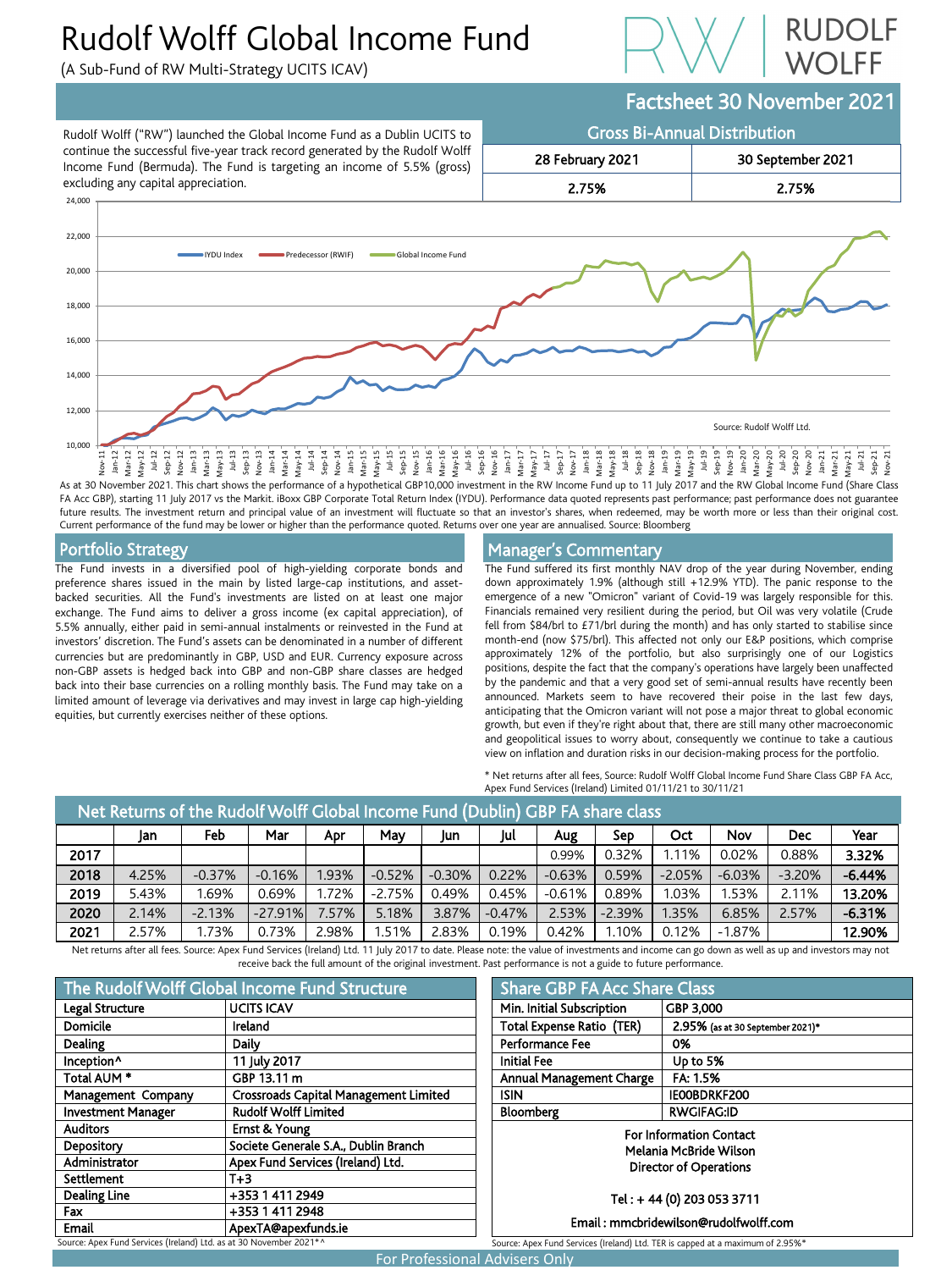# Rudolf Wolff Global Income Fund

(A Sub-Fund of RW Multi-Strategy UCITS ICAV)

RUDOLF WOLFF

## Factsheet 30 November 2021

Rudolf Wolff ("RW") launched the Global Income Fund as a Dublin UCITS to continue the successful five-year track record generated by the Rudolf Wolff Income Fund (Bermuda). The Fund is targeting an income of 5.5% (gross) excluding any capital appreciation.

### Gross Bi-Annual Distribution

| 28 February 2021 | 30 September 2021 |
|---|---|
| 2.75% | 2.75% |

Source: Rudolf Wolff Ltd.

As at 30 November 2021. This chart shows the performance of a hypothetical GBP10,000 investment in the RW Income Fund up to 11 July 2017 and the RW Global Income Fund (Share Class FA Acc GBP), starting 11 July 2017 vs the Markit. iBoxx GBP Corporate Total Return Index (IYDU). Performance data quoted represents past performance; past performance does not guarantee future results. The investment return and principal value of an investment will fluctuate so that an investor's shares, when redeemed, may be worth more or less than their original cost. Current performance of the fund may be lower or higher than the performance quoted. Returns over one year are annualised. Source: Bloomberg

## Portfolio Strategy

The Fund invests in a diversified pool of high-yielding corporate bonds and preference shares issued in the main by listed large-cap institutions, and asset-backed securities. All the Fund's investments are listed on at least one major exchange. The Fund aims to deliver a gross income (ex capital appreciation), of 5.5% annually, either paid in semi-annual instalments or reinvested in the Fund at investors' discretion. The Fund's assets can be denominated in a number of different currencies but are predominantly in GBP, USD and EUR. Currency exposure across non-GBP assets is hedged back into GBP and non-GBP share classes are hedged back into their base currencies on a rolling monthly basis. The Fund may take on a limited amount of leverage via derivatives and may invest in large cap high-yielding equities, but currently exercises neither of these options.

## Manager's Commentary

The Fund suffered its first monthly NAV drop of the year during November, ending down approximately 1.9% (although still +12.9% YTD). The panic response to the emergence of a new "Omicron" variant of Covid-19 was largely responsible for this. Financials remained very resilient during the period, but Oil was very volatile (Crude fell from $84/brl to £71/brl during the month) and has only started to stabilise since month-end (now $75/brl). This affected not only our E&P positions, which comprise approximately 12% of the portfolio, but also surprisingly one of our Logistics positions, despite the fact that the company's operations have largely been unaffected by the pandemic and that a very good set of semi-annual results have recently been announced. Markets seem to have recovered their poise in the last few days, anticipating that the Omicron variant will not pose a major threat to global economic growth, but even if they're right about that, there are still many other macroeconomic and geopolitical issues to worry about, consequently we continue to take a cautious view on inflation and duration risks in our decision-making process for the portfolio.

* Net returns after all fees, Source: Rudolf Wolff Global Income Fund Share Class GBP FA Acc, Apex Fund Services (Ireland) Limited 01/11/21 to 30/11/21

## Net Returns of the Rudolf Wolff Global Income Fund (Dublin) GBP FA share class

| | Jan | Feb | Mar | Apr | May | Jun | Jul | Aug | Sep | Oct | Nov | Dec | Year |
|---|---|---|---|---|---|---|---|---|---|---|---|---|---|
| **2017** | | | | | | | | 0.99% | 0.32% | 1.11% | 0.02% | 0.88% | **3.32%** |
| **2018** | 4.25% | -0.37% | -0.16% | 1.93% | -0.52% | -0.30% | 0.22% | -0.63% | 0.59% | -2.05% | -6.03% | -3.20% | **-6.44%** |
| **2019** | 5.43% | 1.69% | 0.69% | 1.72% | -2.75% | 0.49% | 0.45% | -0.61% | 0.89% | 1.03% | 1.53% | 2.11% | **13.20%** |
| **2020** | 2.14% | -2.13% | -27.91% | 7.57% | 5.18% | 3.87% | -0.47% | 2.53% | -2.39% | 1.35% | 6.85% | 2.57% | **-6.31%** |
| **2021** | 2.57% | 1.73% | 0.73% | 2.98% | 1.51% | 2.83% | 0.19% | 0.42% | 1.10% | 0.12% | -1.87% | | **12.90%** |

Net returns after all fees. Source: Apex Fund Services (Ireland) Ltd. 11 July 2017 to date. Please note: the value of investments and income can go down as well as up and investors may not receive back the full amount of the original investment. Past performance is not a guide to future performance.

## The Rudolf Wolff Global Income Fund Structure

| | |
|---|---|
| Legal Structure | UCITS ICAV |
| Domicile | Ireland |
| Dealing | Daily |
| Inception^ | 11 July 2017 |
| Total AUM * | GBP 13.11 m |
| Management Company | Crossroads Capital Management Limited |
| Investment Manager | Rudolf Wolff Limited |
| Auditors | Ernst & Young |
| Depository | Societe Generale S.A., Dublin Branch |
| Administrator | Apex Fund Services (Ireland) Ltd. |
| Settlement | T+3 |
| Dealing Line | +353 1 411 2949 |
| Fax | +353 1 411 2948 |
| Email | ApexTA@apexfunds.ie |

Source: Apex Fund Services (Ireland) Ltd. as at 30 November 2021*^

## Share GBP FA Acc Share Class

| | |
|---|---|
| Min. Initial Subscription | GBP 3,000 |
| Total Expense Ratio (TER) | 2.95% (as at 30 September 2021)* |
| Performance Fee | 0% |
| Initial Fee | Up to 5% |
| Annual Management Charge | FA: 1.5% |
| ISIN | IE00BDRKF200 |
| Bloomberg | RWGIFAG:ID |

For Information Contact
Melania McBride Wilson
Director of Operations

Tel : + 44 (0) 203 053 3711

Email : mmcbridewilson@rudolfwolff.com

Source: Apex Fund Services (Ireland) Ltd. TER is capped at a maximum of 2.95%*

For Professional Advisers Only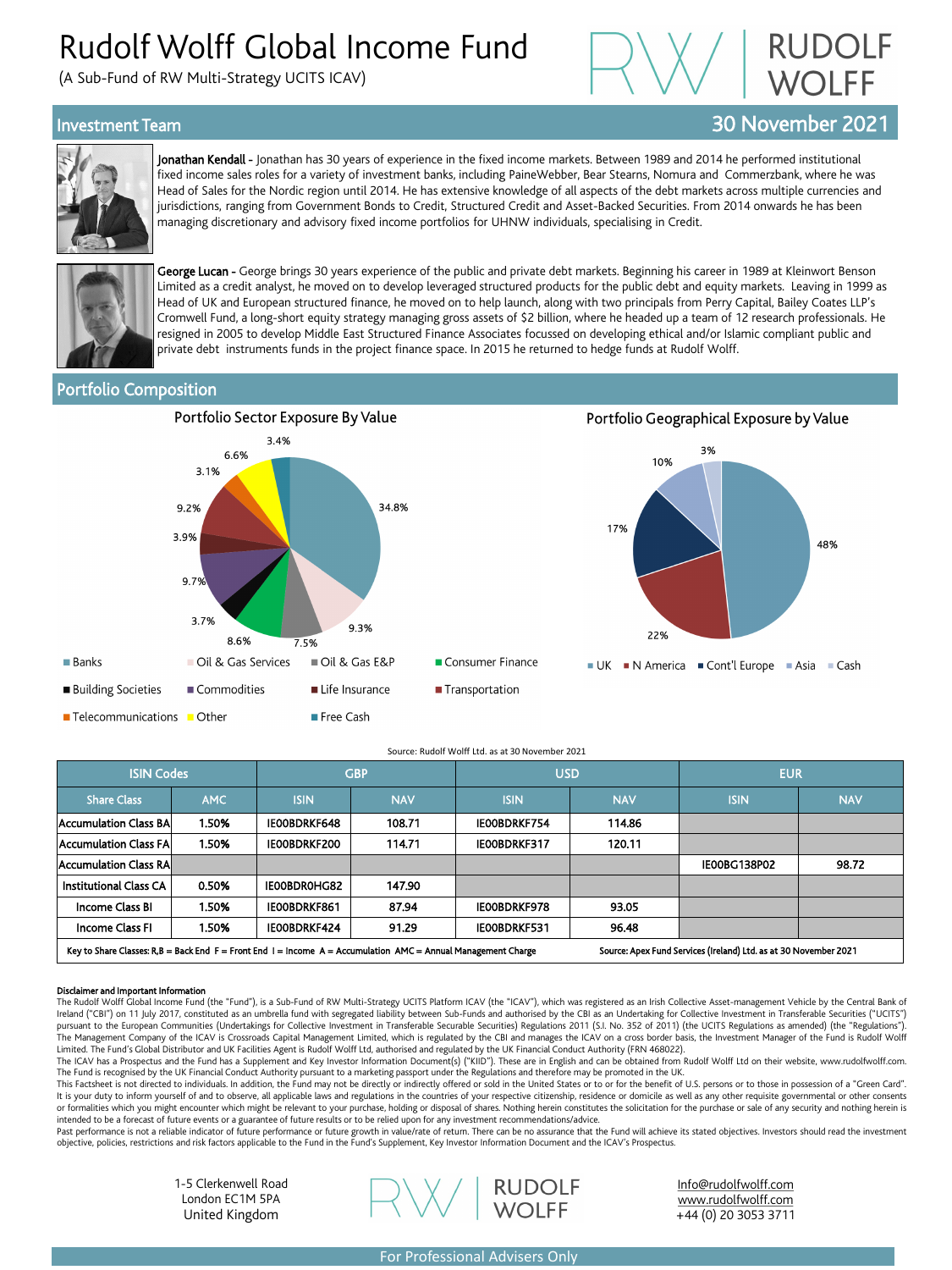# Rudolf Wolff Global Income Fund

(A Sub-Fund of RW Multi-Strategy UCITS ICAV)

RUDOLF WOLFF

## Investment Team

30 November 2021

**Jonathan Kendall -** Jonathan has 30 years of experience in the fixed income markets. Between 1989 and 2014 he performed institutional fixed income sales roles for a variety of investment banks, including PaineWebber, Bear Stearns, Nomura and Commerzbank, where he was Head of Sales for the Nordic region until 2014. He has extensive knowledge of all aspects of the debt markets across multiple currencies and jurisdictions, ranging from Government Bonds to Credit, Structured Credit and Asset-Backed Securities. From 2014 onwards he has been managing discretionary and advisory fixed income portfolios for UHNW individuals, specialising in Credit.

**George Lucan -** George brings 30 years experience of the public and private debt markets. Beginning his career in 1989 at Kleinwort Benson Limited as a credit analyst, he moved on to develop leveraged structured products for the public debt and equity markets. Leaving in 1999 as Head of UK and European structured finance, he moved on to help launch, along with two principals from Perry Capital, Bailey Coates LLP's Cromwell Fund, a long-short equity strategy managing gross assets of $2 billion, where he headed up a team of 12 research professionals. He resigned in 2005 to develop Middle East Structured Finance Associates focussed on developing ethical and/or Islamic compliant public and private debt instruments funds in the project finance space. In 2015 he returned to hedge funds at Rudolf Wolff.

## Portfolio Composition

Portfolio Sector Exposure By Value

34.8%
9.3%
7.5%
8.6%
3.7%
9.7%
3.9%
9.2%
3.1%
6.6%
3.4%

Banks, Oil & Gas Services, Oil & Gas E&P, Consumer Finance, Building Societies, Commodities, Life Insurance, Transportation, Telecommunications, Other, Free Cash

Portfolio Geographical Exposure by Value

48%
22%
17%
10%
3%

UK, N America, Cont'l Europe, Asia, Cash

Source: Rudolf Wolff Ltd. as at 30 November 2021

| ISIN Codes | | GBP | | USD | | EUR | |
|---|---|---|---|---|---|---|---|
| Share Class | AMC | ISIN | NAV | ISIN | NAV | ISIN | NAV |
| Accumulation Class BA | 1.50% | IE00BDRKF648 | 108.71 | IE00BDRKF754 | 114.86 | | |
| Accumulation Class FA | 1.50% | IE00BDRKF200 | 114.71 | IE00BDRKF317 | 120.11 | | |
| Accumulation Class RA | | | | | | IE00BG138P02 | 98.72 |
| Institutional Class CA | 0.50% | IE00BDR0HG82 | 147.90 | | | | |
| Income Class BI | 1.50% | IE00BDRKF861 | 87.94 | IE00BDRKF978 | 93.05 | | |
| Income Class FI | 1.50% | IE00BDRKF424 | 91.29 | IE00BDRKF531 | 96.48 | | |

Key to Share Classes: R,B = Back End F = Front End I = Income A = Accumulation AMC = Annual Management Charge

Source: Apex Fund Services (Ireland) Ltd. as at 30 November 2021

**Disclaimer and Important Information**

The Rudolf Wolff Global Income Fund (the "Fund"), is a Sub-Fund of RW Multi-Strategy UCITS Platform ICAV (the "ICAV"), which was registered as an Irish Collective Asset-management Vehicle by the Central Bank of Ireland ("CBI") on 11 July 2017, constituted as an umbrella fund with segregated liability between Sub-Funds and authorised by the CBI as an Undertaking for Collective Investment in Transferable Securities ("UCITS") pursuant to the European Communities (Undertakings for Collective Investment in Transferable Securable Securities) Regulations 2011 (S.I. No. 352 of 2011) (the UCITS Regulations as amended) (the "Regulations"). The Management Company of the ICAV is Crossroads Capital Management Limited, which is regulated by the CBI and manages the ICAV on a cross border basis, the Investment Manager of the Fund is Rudolf Wolff Limited. The Fund's Global Distributor and UK Facilities Agent is Rudolf Wolff Ltd, authorised and regulated by the UK Financial Conduct Authority (FRN 468022).

The ICAV has a Prospectus and the Fund has a Supplement and Key Investor Information Document(s) ("KIID"). These are in English and can be obtained from Rudolf Wolff Ltd on their website, www.rudolfwolff.com. The Fund is recognised by the UK Financial Conduct Authority pursuant to a marketing passport under the Regulations and therefore may be promoted in the UK.

This Factsheet is not directed to individuals. In addition, the Fund may not be directly or indirectly offered or sold in the United States or to or for the benefit of U.S. persons or to those in possession of a "Green Card". It is your duty to inform yourself of and to observe, all applicable laws and regulations in the countries of your respective citizenship, residence or domicile as well as any other requisite governmental or other consents or formalities which you might encounter which might be relevant to your purchase, holding or disposal of shares. Nothing herein constitutes the solicitation for the purchase or sale of any security and nothing herein is intended to be a forecast of future events or a guarantee of future results or to be relied upon for any investment recommendations/advice.

Past performance is not a reliable indicator of future performance or future growth in value/rate of return. There can be no assurance that the Fund will achieve its stated objectives. Investors should read the investment objective, policies, restrictions and risk factors applicable to the Fund in the Fund's Supplement, Key Investor Information Document and the ICAV's Prospectus.

1-5 Clerkenwell Road
London EC1M 5PA
United Kingdom

RUDOLF WOLFF

Info@rudolfwolff.com
www.rudolfwolff.com
+44 (0) 20 3053 3711

For Professional Advisers Only